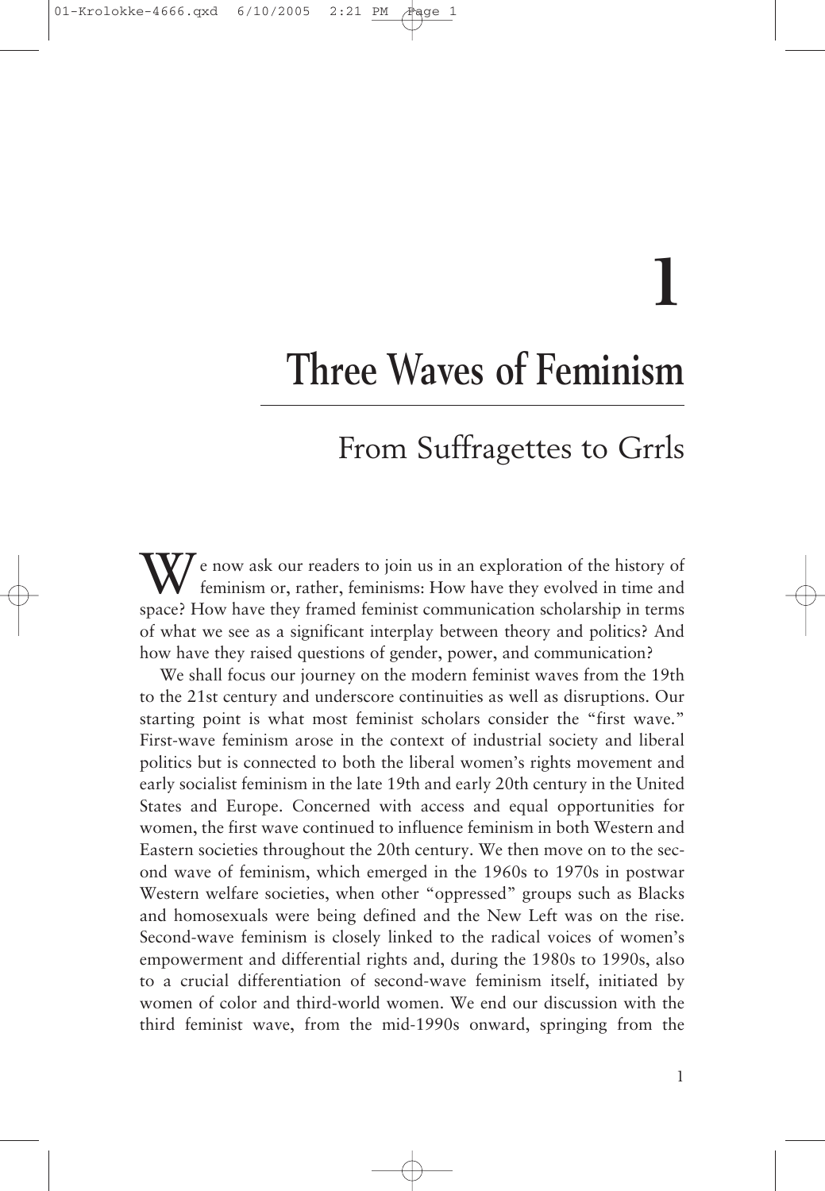# 1

# Three Waves of Feminism

## From Suffragettes to Grrls

We now ask our readers to join us in an exploration of the history of feminism or, rather, feminisms: How have they evolved in time and space? How have they framed feminist communication scholarship in terms of what we see as a significant interplay between theory and politics? And how have they raised questions of gender, power, and communication?

We shall focus our journey on the modern feminist waves from the 19th to the 21st century and underscore continuities as well as disruptions. Our starting point is what most feminist scholars consider the "first wave." First-wave feminism arose in the context of industrial society and liberal politics but is connected to both the liberal women's rights movement and early socialist feminism in the late 19th and early 20th century in the United States and Europe. Concerned with access and equal opportunities for women, the first wave continued to influence feminism in both Western and Eastern societies throughout the 20th century. We then move on to the second wave of feminism, which emerged in the 1960s to 1970s in postwar Western welfare societies, when other "oppressed" groups such as Blacks and homosexuals were being defined and the New Left was on the rise. Second-wave feminism is closely linked to the radical voices of women's empowerment and differential rights and, during the 1980s to 1990s, also to a crucial differentiation of second-wave feminism itself, initiated by women of color and third-world women. We end our discussion with the third feminist wave, from the mid-1990s onward, springing from the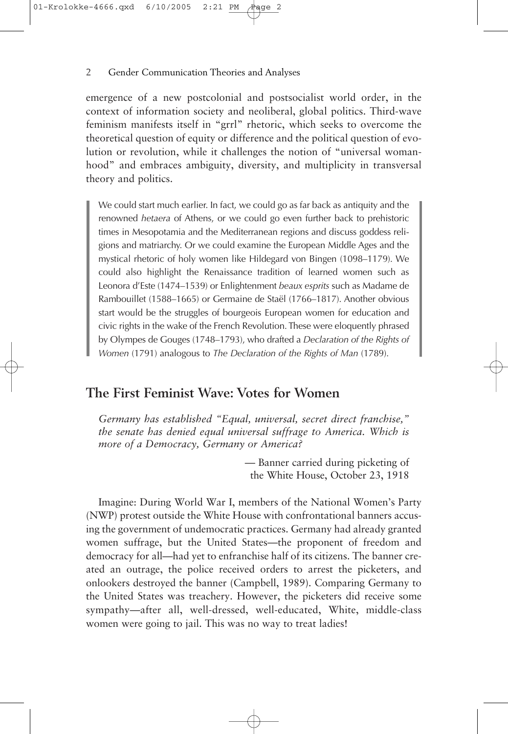emergence of a new postcolonial and postsocialist world order, in the context of information society and neoliberal, global politics. Third-wave feminism manifests itself in "grrl" rhetoric, which seeks to overcome the theoretical question of equity or difference and the political question of evolution or revolution, while it challenges the notion of "universal womanhood" and embraces ambiguity, diversity, and multiplicity in transversal theory and politics.

> We could start much earlier. In fact, we could go as far back as antiquity and the renowned *hetaera* of Athens, or we could go even further back to prehistoric times in Mesopotamia and the Mediterranean regions and discuss goddess religions and matriarchy. Or we could examine the European Middle Ages and the mystical rhetoric of holy women like Hildegard von Bingen (1098–1179). We could also highlight the Renaissance tradition of learned women such as Leonora d'Este (1474–1539) or Enlightenment *beaux esprits* such as Madame de Rambouillet (1588–1665) or Germaine de Staël (1766–1817). Another obvious start would be the struggles of bourgeois European women for education and civic rights in the wake of the French Revolution. These were eloquently phrased by Olympes de Gouges (1748–1793), who drafted a *Declaration of the Rights of Women* (1791) analogous to *The Declaration of the Rights of Man* (1789).

## The First Feminist Wave: Votes for Women

*Germany has established "Equal, universal, secret direct franchise," the senate has denied equal universal suffrage to America. Which is more of a Democracy, Germany or America?*

— Banner carried during picketing of the White House, October 23, 1918

Imagine: During World War I, members of the National Women's Party (NWP) protest outside the White House with confrontational banners accusing the government of undemocratic practices. Germany had already granted women suffrage, but the United States—the proponent of freedom and democracy for all—had yet to enfranchise half of its citizens. The banner created an outrage, the police received orders to arrest the picketers, and onlookers destroyed the banner (Campbell, 1989). Comparing Germany to the United States was treachery. However, the picketers did receive some sympathy—after all, well-dressed, well-educated, White, middle-class women were going to jail. This was no way to treat ladies!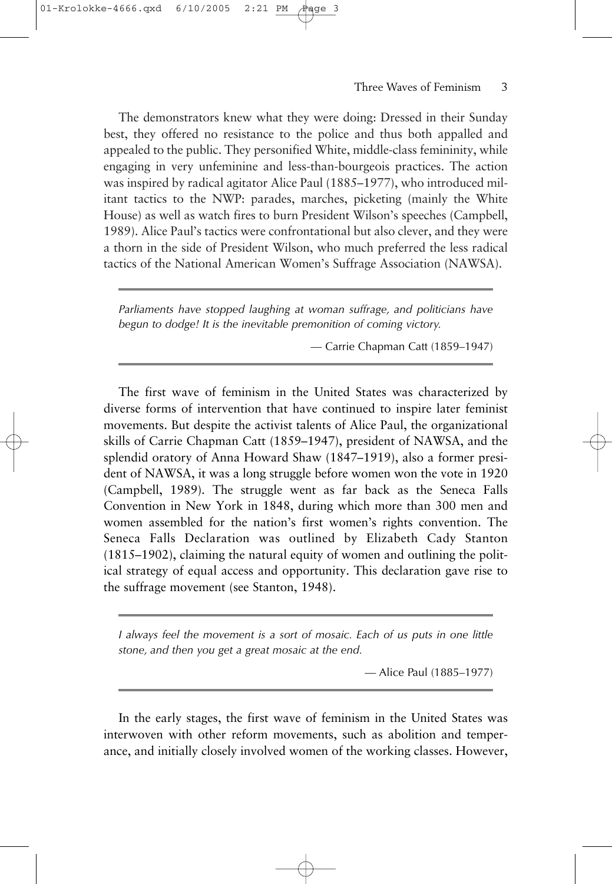The demonstrators knew what they were doing: Dressed in their Sunday best, they offered no resistance to the police and thus both appalled and appealed to the public. They personified White, middle-class femininity, while engaging in very unfeminine and less-than-bourgeois practices. The action was inspired by radical agitator Alice Paul (1885–1977), who introduced militant tactics to the NWP: parades, marches, picketing (mainly the White House) as well as watch fires to burn President Wilson's speeches (Campbell, 1989). Alice Paul's tactics were confrontational but also clever, and they were a thorn in the side of President Wilson, who much preferred the less radical tactics of the National American Women's Suffrage Association (NAWSA).

> *Parliaments have stopped laughing at woman suffrage, and politicians have begun to dodge! It is the inevitable premonition of coming victory.*
>
> — Carrie Chapman Catt (1859–1947)

The first wave of feminism in the United States was characterized by diverse forms of intervention that have continued to inspire later feminist movements. But despite the activist talents of Alice Paul, the organizational skills of Carrie Chapman Catt (1859–1947), president of NAWSA, and the splendid oratory of Anna Howard Shaw (1847–1919), also a former president of NAWSA, it was a long struggle before women won the vote in 1920 (Campbell, 1989). The struggle went as far back as the Seneca Falls Convention in New York in 1848, during which more than 300 men and women assembled for the nation's first women's rights convention. The Seneca Falls Declaration was outlined by Elizabeth Cady Stanton (1815–1902), claiming the natural equity of women and outlining the political strategy of equal access and opportunity. This declaration gave rise to the suffrage movement (see Stanton, 1948).

> *I always feel the movement is a sort of mosaic. Each of us puts in one little stone, and then you get a great mosaic at the end.*
>
> — Alice Paul (1885–1977)

In the early stages, the first wave of feminism in the United States was interwoven with other reform movements, such as abolition and temperance, and initially closely involved women of the working classes. However,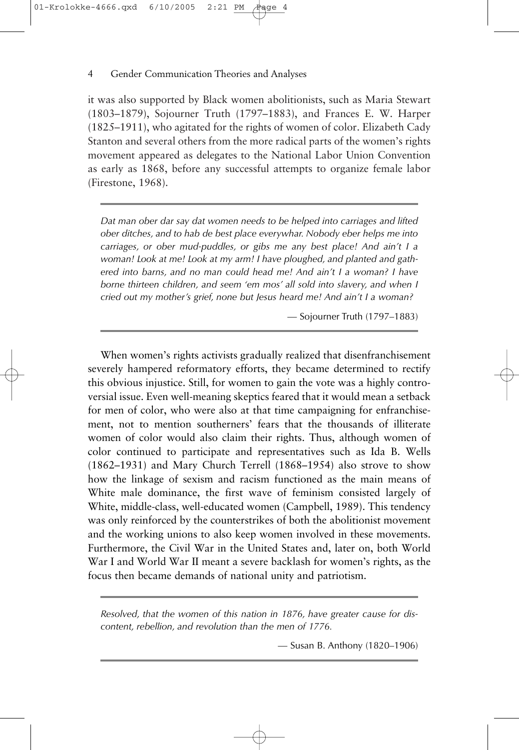it was also supported by Black women abolitionists, such as Maria Stewart (1803–1879), Sojourner Truth (1797–1883), and Frances E. W. Harper (1825–1911), who agitated for the rights of women of color. Elizabeth Cady Stanton and several others from the more radical parts of the women's rights movement appeared as delegates to the National Labor Union Convention as early as 1868, before any successful attempts to organize female labor (Firestone, 1968).

> *Dat man ober dar say dat women needs to be helped into carriages and lifted ober ditches, and to hab de best place everywhar. Nobody eber helps me into carriages, or ober mud-puddles, or gibs me any best place! And ain't I a woman! Look at me! Look at my arm! I have ploughed, and planted and gathered into barns, and no man could head me! And ain't I a woman? I have borne thirteen children, and seem 'em mos' all sold into slavery, and when I cried out my mother's grief, none but Jesus heard me! And ain't I a woman?*
>
> — Sojourner Truth (1797–1883)

When women's rights activists gradually realized that disenfranchisement severely hampered reformatory efforts, they became determined to rectify this obvious injustice. Still, for women to gain the vote was a highly controversial issue. Even well-meaning skeptics feared that it would mean a setback for men of color, who were also at that time campaigning for enfranchisement, not to mention southerners' fears that the thousands of illiterate women of color would also claim their rights. Thus, although women of color continued to participate and representatives such as Ida B. Wells (1862–1931) and Mary Church Terrell (1868–1954) also strove to show how the linkage of sexism and racism functioned as the main means of White male dominance, the first wave of feminism consisted largely of White, middle-class, well-educated women (Campbell, 1989). This tendency was only reinforced by the counterstrikes of both the abolitionist movement and the working unions to also keep women involved in these movements. Furthermore, the Civil War in the United States and, later on, both World War I and World War II meant a severe backlash for women's rights, as the focus then became demands of national unity and patriotism.

> *Resolved, that the women of this nation in 1876, have greater cause for discontent, rebellion, and revolution than the men of 1776.*
>
> — Susan B. Anthony (1820–1906)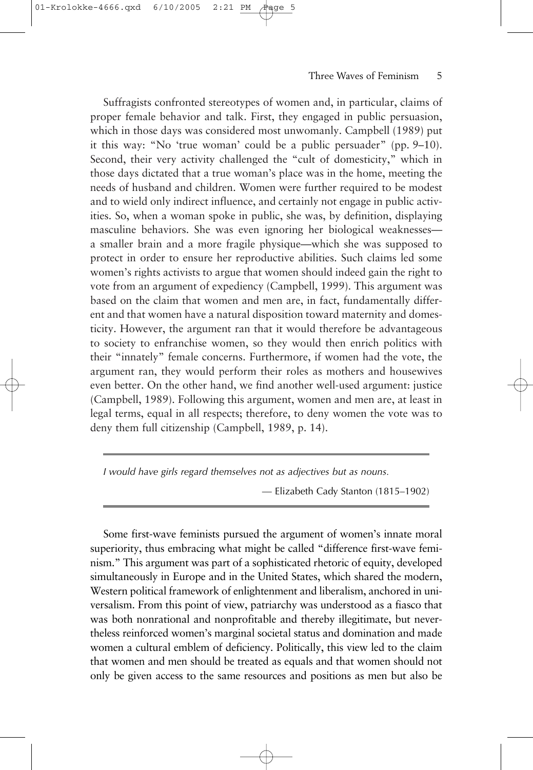Suffragists confronted stereotypes of women and, in particular, claims of proper female behavior and talk. First, they engaged in public persuasion, which in those days was considered most unwomanly. Campbell (1989) put it this way: "No 'true woman' could be a public persuader" (pp. 9–10). Second, their very activity challenged the "cult of domesticity," which in those days dictated that a true woman's place was in the home, meeting the needs of husband and children. Women were further required to be modest and to wield only indirect influence, and certainly not engage in public activities. So, when a woman spoke in public, she was, by definition, displaying masculine behaviors. She was even ignoring her biological weaknesses—a smaller brain and a more fragile physique—which she was supposed to protect in order to ensure her reproductive abilities. Such claims led some women's rights activists to argue that women should indeed gain the right to vote from an argument of expediency (Campbell, 1999). This argument was based on the claim that women and men are, in fact, fundamentally different and that women have a natural disposition toward maternity and domesticity. However, the argument ran that it would therefore be advantageous to society to enfranchise women, so they would then enrich politics with their "innately" female concerns. Furthermore, if women had the vote, the argument ran, they would perform their roles as mothers and housewives even better. On the other hand, we find another well-used argument: justice (Campbell, 1989). Following this argument, women and men are, at least in legal terms, equal in all respects; therefore, to deny women the vote was to deny them full citizenship (Campbell, 1989, p. 14).

> *I would have girls regard themselves not as adjectives but as nouns.*
>
> — Elizabeth Cady Stanton (1815–1902)

Some first-wave feminists pursued the argument of women's innate moral superiority, thus embracing what might be called "difference first-wave feminism." This argument was part of a sophisticated rhetoric of equity, developed simultaneously in Europe and in the United States, which shared the modern, Western political framework of enlightenment and liberalism, anchored in universalism. From this point of view, patriarchy was understood as a fiasco that was both nonrational and nonprofitable and thereby illegitimate, but nevertheless reinforced women's marginal societal status and domination and made women a cultural emblem of deficiency. Politically, this view led to the claim that women and men should be treated as equals and that women should not only be given access to the same resources and positions as men but also be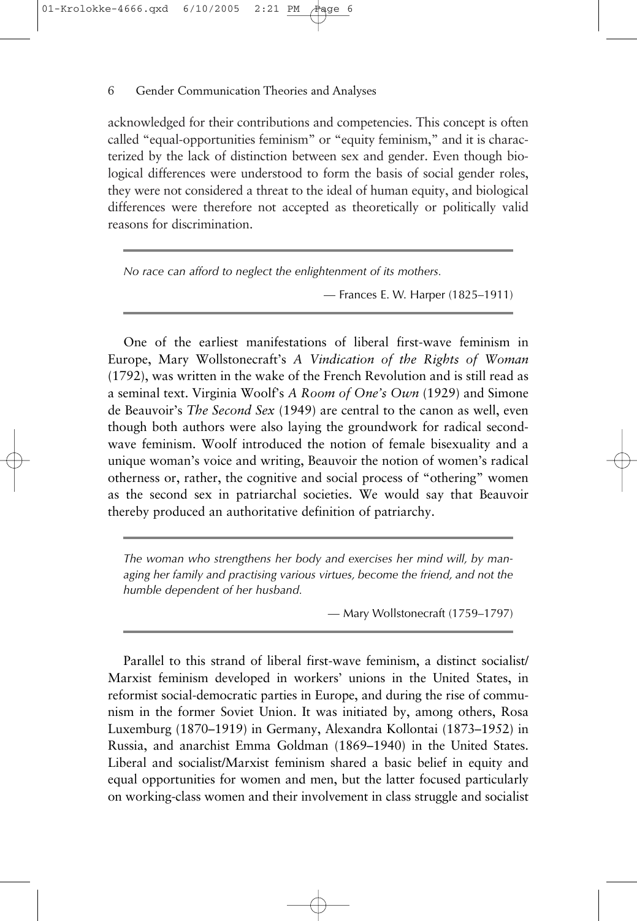acknowledged for their contributions and competencies. This concept is often called "equal-opportunities feminism" or "equity feminism," and it is characterized by the lack of distinction between sex and gender. Even though biological differences were understood to form the basis of social gender roles, they were not considered a threat to the ideal of human equity, and biological differences were therefore not accepted as theoretically or politically valid reasons for discrimination.

> *No race can afford to neglect the enlightenment of its mothers.*
>
> — Frances E. W. Harper (1825–1911)

One of the earliest manifestations of liberal first-wave feminism in Europe, Mary Wollstonecraft's *A Vindication of the Rights of Woman* (1792), was written in the wake of the French Revolution and is still read as a seminal text. Virginia Woolf's *A Room of One's Own* (1929) and Simone de Beauvoir's *The Second Sex* (1949) are central to the canon as well, even though both authors were also laying the groundwork for radical second-wave feminism. Woolf introduced the notion of female bisexuality and a unique woman's voice and writing, Beauvoir the notion of women's radical otherness or, rather, the cognitive and social process of "othering" women as the second sex in patriarchal societies. We would say that Beauvoir thereby produced an authoritative definition of patriarchy.

> *The woman who strengthens her body and exercises her mind will, by managing her family and practising various virtues, become the friend, and not the humble dependent of her husband.*
>
> — Mary Wollstonecraft (1759–1797)

Parallel to this strand of liberal first-wave feminism, a distinct socialist/Marxist feminism developed in workers' unions in the United States, in reformist social-democratic parties in Europe, and during the rise of communism in the former Soviet Union. It was initiated by, among others, Rosa Luxemburg (1870–1919) in Germany, Alexandra Kollontai (1873–1952) in Russia, and anarchist Emma Goldman (1869–1940) in the United States. Liberal and socialist/Marxist feminism shared a basic belief in equity and equal opportunities for women and men, but the latter focused particularly on working-class women and their involvement in class struggle and socialist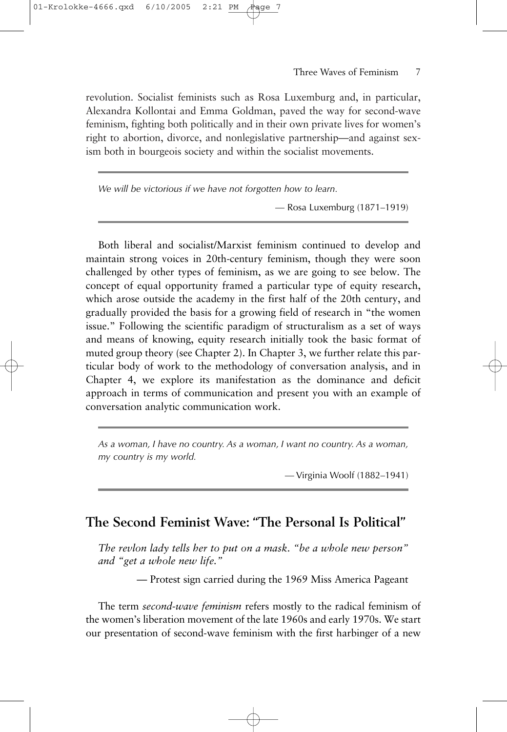revolution. Socialist feminists such as Rosa Luxemburg and, in particular, Alexandra Kollontai and Emma Goldman, paved the way for second-wave feminism, fighting both politically and in their own private lives for women's right to abortion, divorce, and nonlegislative partnership—and against sexism both in bourgeois society and within the socialist movements.

> *We will be victorious if we have not forgotten how to learn.*
>
> — Rosa Luxemburg (1871–1919)

Both liberal and socialist/Marxist feminism continued to develop and maintain strong voices in 20th-century feminism, though they were soon challenged by other types of feminism, as we are going to see below. The concept of equal opportunity framed a particular type of equity research, which arose outside the academy in the first half of the 20th century, and gradually provided the basis for a growing field of research in "the women issue." Following the scientific paradigm of structuralism as a set of ways and means of knowing, equity research initially took the basic format of muted group theory (see Chapter 2). In Chapter 3, we further relate this particular body of work to the methodology of conversation analysis, and in Chapter 4, we explore its manifestation as the dominance and deficit approach in terms of communication and present you with an example of conversation analytic communication work.

> *As a woman, I have no country. As a woman, I want no country. As a woman, my country is my world.*
>
> — Virginia Woolf (1882–1941)

## The Second Feminist Wave: "The Personal Is Political"

> *The revlon lady tells her to put on a mask. "be a whole new person" and "get a whole new life."*
>
> — Protest sign carried during the 1969 Miss America Pageant

The term *second-wave feminism* refers mostly to the radical feminism of the women's liberation movement of the late 1960s and early 1970s. We start our presentation of second-wave feminism with the first harbinger of a new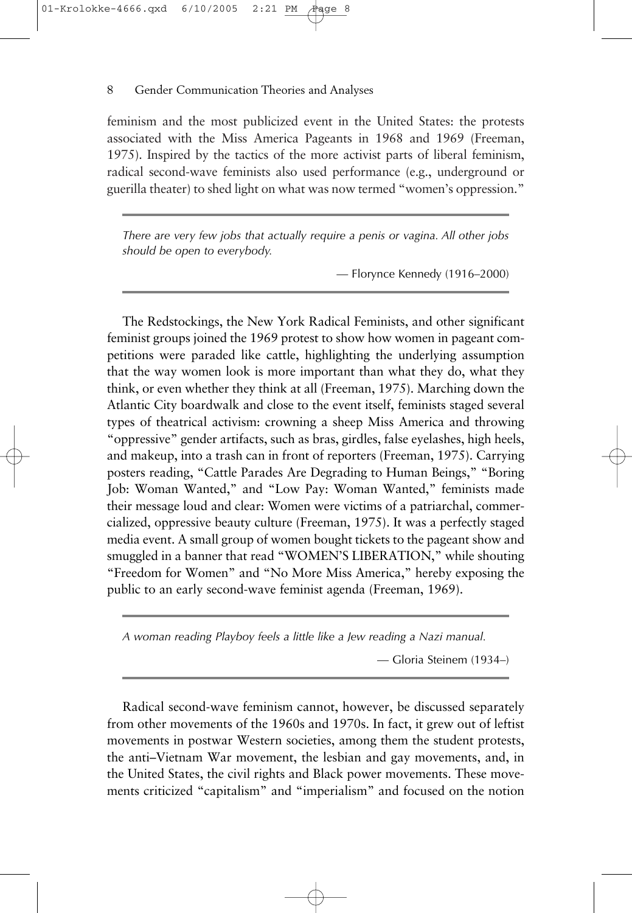feminism and the most publicized event in the United States: the protests associated with the Miss America Pageants in 1968 and 1969 (Freeman, 1975). Inspired by the tactics of the more activist parts of liberal feminism, radical second-wave feminists also used performance (e.g., underground or guerilla theater) to shed light on what was now termed "women's oppression."

> *There are very few jobs that actually require a penis or vagina. All other jobs should be open to everybody.*
>
> — Florynce Kennedy (1916–2000)

The Redstockings, the New York Radical Feminists, and other significant feminist groups joined the 1969 protest to show how women in pageant competitions were paraded like cattle, highlighting the underlying assumption that the way women look is more important than what they do, what they think, or even whether they think at all (Freeman, 1975). Marching down the Atlantic City boardwalk and close to the event itself, feminists staged several types of theatrical activism: crowning a sheep Miss America and throwing "oppressive" gender artifacts, such as bras, girdles, false eyelashes, high heels, and makeup, into a trash can in front of reporters (Freeman, 1975). Carrying posters reading, "Cattle Parades Are Degrading to Human Beings," "Boring Job: Woman Wanted," and "Low Pay: Woman Wanted," feminists made their message loud and clear: Women were victims of a patriarchal, commercialized, oppressive beauty culture (Freeman, 1975). It was a perfectly staged media event. A small group of women bought tickets to the pageant show and smuggled in a banner that read "WOMEN'S LIBERATION," while shouting "Freedom for Women" and "No More Miss America," hereby exposing the public to an early second-wave feminist agenda (Freeman, 1969).

> *A woman reading Playboy feels a little like a Jew reading a Nazi manual.*
>
> — Gloria Steinem (1934–)

Radical second-wave feminism cannot, however, be discussed separately from other movements of the 1960s and 1970s. In fact, it grew out of leftist movements in postwar Western societies, among them the student protests, the anti–Vietnam War movement, the lesbian and gay movements, and, in the United States, the civil rights and Black power movements. These movements criticized "capitalism" and "imperialism" and focused on the notion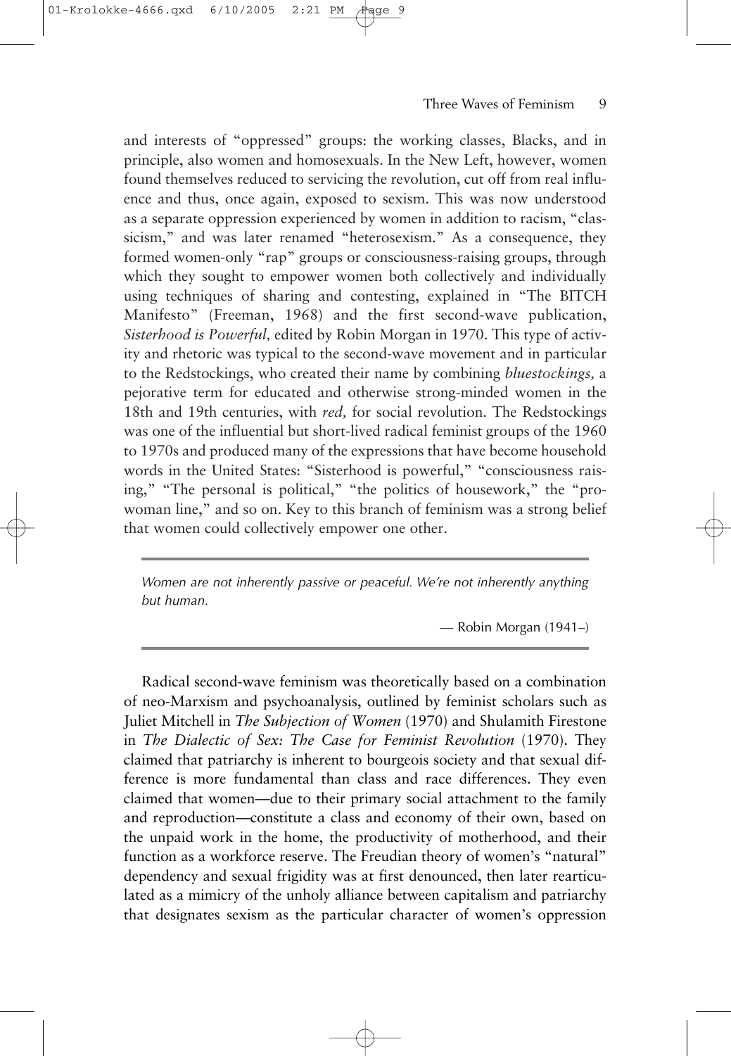and interests of "oppressed" groups: the working classes, Blacks, and in principle, also women and homosexuals. In the New Left, however, women found themselves reduced to servicing the revolution, cut off from real influence and thus, once again, exposed to sexism. This was now understood as a separate oppression experienced by women in addition to racism, "classicism," and was later renamed "heterosexism." As a consequence, they formed women-only "rap" groups or consciousness-raising groups, through which they sought to empower women both collectively and individually using techniques of sharing and contesting, explained in "The BITCH Manifesto" (Freeman, 1968) and the first second-wave publication, *Sisterhood is Powerful,* edited by Robin Morgan in 1970. This type of activity and rhetoric was typical to the second-wave movement and in particular to the Redstockings, who created their name by combining *bluestockings,* a pejorative term for educated and otherwise strong-minded women in the 18th and 19th centuries, with *red,* for social revolution. The Redstockings was one of the influential but short-lived radical feminist groups of the 1960 to 1970s and produced many of the expressions that have become household words in the United States: "Sisterhood is powerful," "consciousness raising," "The personal is political," "the politics of housework," the "pro-woman line," and so on. Key to this branch of feminism was a strong belief that women could collectively empower one other.

---

*Women are not inherently passive or peaceful. We're not inherently anything but human.*

— Robin Morgan (1941–)

---

Radical second-wave feminism was theoretically based on a combination of neo-Marxism and psychoanalysis, outlined by feminist scholars such as Juliet Mitchell in *The Subjection of Women* (1970) and Shulamith Firestone in *The Dialectic of Sex: The Case for Feminist Revolution* (1970). They claimed that patriarchy is inherent to bourgeois society and that sexual difference is more fundamental than class and race differences. They even claimed that women—due to their primary social attachment to the family and reproduction—constitute a class and economy of their own, based on the unpaid work in the home, the productivity of motherhood, and their function as a workforce reserve. The Freudian theory of women's "natural" dependency and sexual frigidity was at first denounced, then later rearticulated as a mimicry of the unholy alliance between capitalism and patriarchy that designates sexism as the particular character of women's oppression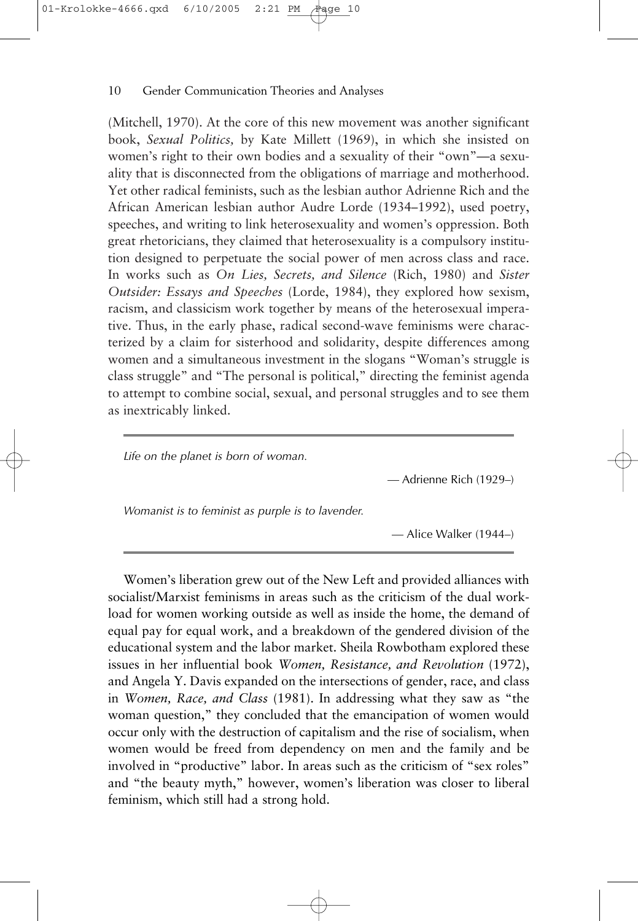(Mitchell, 1970). At the core of this new movement was another significant book, *Sexual Politics,* by Kate Millett (1969), in which she insisted on women's right to their own bodies and a sexuality of their "own"—a sexuality that is disconnected from the obligations of marriage and motherhood. Yet other radical feminists, such as the lesbian author Adrienne Rich and the African American lesbian author Audre Lorde (1934–1992), used poetry, speeches, and writing to link heterosexuality and women's oppression. Both great rhetoricians, they claimed that heterosexuality is a compulsory institution designed to perpetuate the social power of men across class and race. In works such as *On Lies, Secrets, and Silence* (Rich, 1980) and *Sister Outsider: Essays and Speeches* (Lorde, 1984), they explored how sexism, racism, and classicism work together by means of the heterosexual imperative. Thus, in the early phase, radical second-wave feminisms were characterized by a claim for sisterhood and solidarity, despite differences among women and a simultaneous investment in the slogans "Woman's struggle is class struggle" and "The personal is political," directing the feminist agenda to attempt to combine social, sexual, and personal struggles and to see them as inextricably linked.

---

*Life on the planet is born of woman.*

— Adrienne Rich (1929–)

*Womanist is to feminist as purple is to lavender.*

— Alice Walker (1944–)

---

Women's liberation grew out of the New Left and provided alliances with socialist/Marxist feminisms in areas such as the criticism of the dual workload for women working outside as well as inside the home, the demand of equal pay for equal work, and a breakdown of the gendered division of the educational system and the labor market. Sheila Rowbotham explored these issues in her influential book *Women, Resistance, and Revolution* (1972), and Angela Y. Davis expanded on the intersections of gender, race, and class in *Women, Race, and Class* (1981). In addressing what they saw as "the woman question," they concluded that the emancipation of women would occur only with the destruction of capitalism and the rise of socialism, when women would be freed from dependency on men and the family and be involved in "productive" labor. In areas such as the criticism of "sex roles" and "the beauty myth," however, women's liberation was closer to liberal feminism, which still had a strong hold.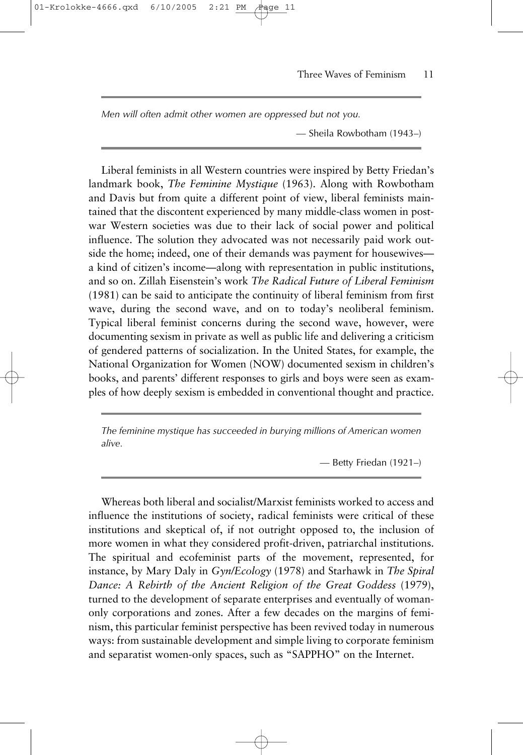*Men will often admit other women are oppressed but not you.*

— Sheila Rowbotham (1943–)

Liberal feminists in all Western countries were inspired by Betty Friedan's landmark book, *The Feminine Mystique* (1963). Along with Rowbotham and Davis but from quite a different point of view, liberal feminists maintained that the discontent experienced by many middle-class women in postwar Western societies was due to their lack of social power and political influence. The solution they advocated was not necessarily paid work outside the home; indeed, one of their demands was payment for housewives—a kind of citizen's income—along with representation in public institutions, and so on. Zillah Eisenstein's work *The Radical Future of Liberal Feminism* (1981) can be said to anticipate the continuity of liberal feminism from first wave, during the second wave, and on to today's neoliberal feminism. Typical liberal feminist concerns during the second wave, however, were documenting sexism in private as well as public life and delivering a criticism of gendered patterns of socialization. In the United States, for example, the National Organization for Women (NOW) documented sexism in children's books, and parents' different responses to girls and boys were seen as examples of how deeply sexism is embedded in conventional thought and practice.

*The feminine mystique has succeeded in burying millions of American women alive.*

— Betty Friedan (1921–)

Whereas both liberal and socialist/Marxist feminists worked to access and influence the institutions of society, radical feminists were critical of these institutions and skeptical of, if not outright opposed to, the inclusion of more women in what they considered profit-driven, patriarchal institutions. The spiritual and ecofeminist parts of the movement, represented, for instance, by Mary Daly in *Gyn/Ecology* (1978) and Starhawk in *The Spiral Dance: A Rebirth of the Ancient Religion of the Great Goddess* (1979), turned to the development of separate enterprises and eventually of woman-only corporations and zones. After a few decades on the margins of feminism, this particular feminist perspective has been revived today in numerous ways: from sustainable development and simple living to corporate feminism and separatist women-only spaces, such as "SAPPHO" on the Internet.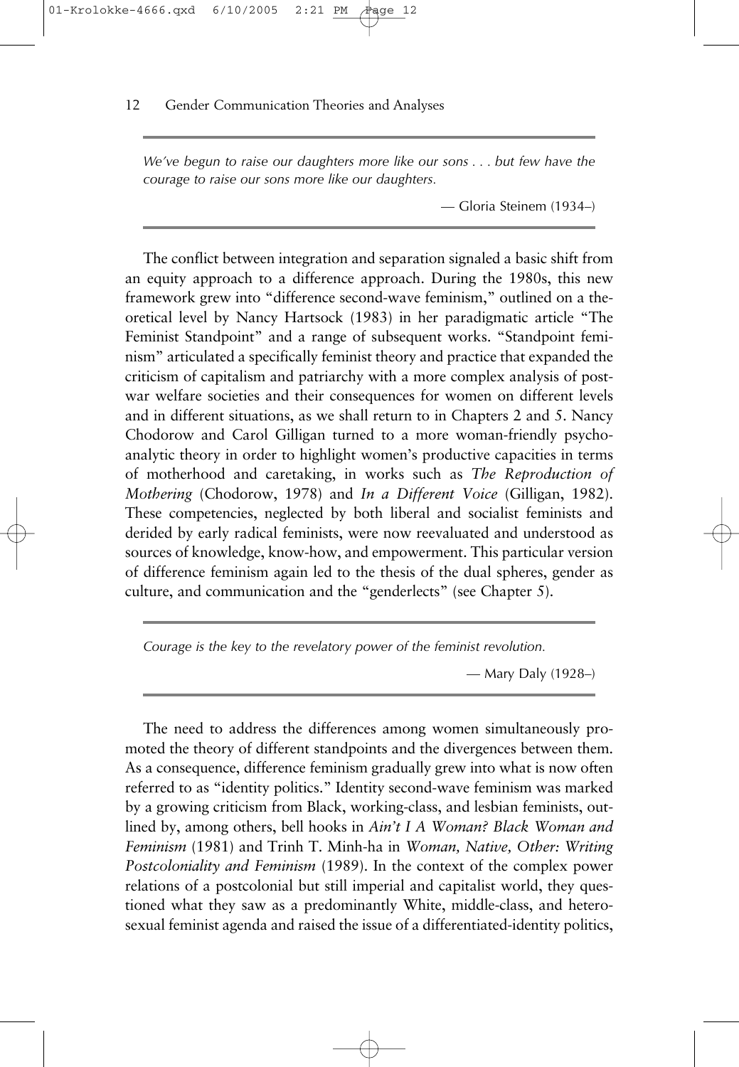*We've begun to raise our daughters more like our sons . . . but few have the courage to raise our sons more like our daughters.*

— Gloria Steinem (1934–)

The conflict between integration and separation signaled a basic shift from an equity approach to a difference approach. During the 1980s, this new framework grew into "difference second-wave feminism," outlined on a theoretical level by Nancy Hartsock (1983) in her paradigmatic article "The Feminist Standpoint" and a range of subsequent works. "Standpoint feminism" articulated a specifically feminist theory and practice that expanded the criticism of capitalism and patriarchy with a more complex analysis of postwar welfare societies and their consequences for women on different levels and in different situations, as we shall return to in Chapters 2 and 5. Nancy Chodorow and Carol Gilligan turned to a more woman-friendly psychoanalytic theory in order to highlight women's productive capacities in terms of motherhood and caretaking, in works such as *The Reproduction of Mothering* (Chodorow, 1978) and *In a Different Voice* (Gilligan, 1982). These competencies, neglected by both liberal and socialist feminists and derided by early radical feminists, were now reevaluated and understood as sources of knowledge, know-how, and empowerment. This particular version of difference feminism again led to the thesis of the dual spheres, gender as culture, and communication and the "genderlects" (see Chapter 5).

*Courage is the key to the revelatory power of the feminist revolution.*

— Mary Daly (1928–)

The need to address the differences among women simultaneously promoted the theory of different standpoints and the divergences between them. As a consequence, difference feminism gradually grew into what is now often referred to as "identity politics." Identity second-wave feminism was marked by a growing criticism from Black, working-class, and lesbian feminists, outlined by, among others, bell hooks in *Ain't I A Woman? Black Woman and Feminism* (1981) and Trinh T. Minh-ha in *Woman, Native, Other: Writing Postcoloniality and Feminism* (1989). In the context of the complex power relations of a postcolonial but still imperial and capitalist world, they questioned what they saw as a predominantly White, middle-class, and heterosexual feminist agenda and raised the issue of a differentiated-identity politics,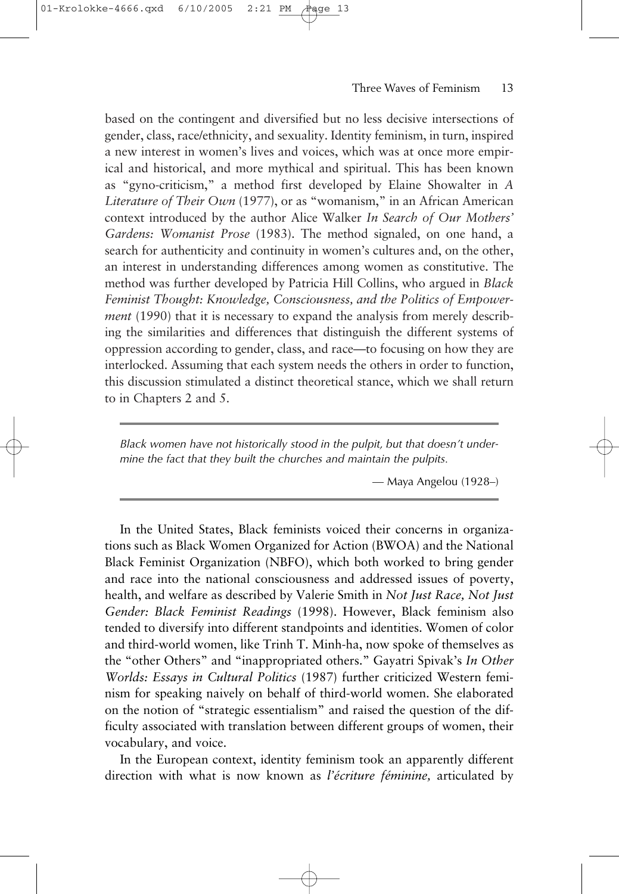based on the contingent and diversified but no less decisive intersections of gender, class, race/ethnicity, and sexuality. Identity feminism, in turn, inspired a new interest in women's lives and voices, which was at once more empirical and historical, and more mythical and spiritual. This has been known as "gyno-criticism," a method first developed by Elaine Showalter in *A Literature of Their Own* (1977), or as "womanism," in an African American context introduced by the author Alice Walker *In Search of Our Mothers' Gardens: Womanist Prose* (1983). The method signaled, on one hand, a search for authenticity and continuity in women's cultures and, on the other, an interest in understanding differences among women as constitutive. The method was further developed by Patricia Hill Collins, who argued in *Black Feminist Thought: Knowledge, Consciousness, and the Politics of Empowerment* (1990) that it is necessary to expand the analysis from merely describing the similarities and differences that distinguish the different systems of oppression according to gender, class, and race—to focusing on how they are interlocked. Assuming that each system needs the others in order to function, this discussion stimulated a distinct theoretical stance, which we shall return to in Chapters 2 and 5.

> *Black women have not historically stood in the pulpit, but that doesn't undermine the fact that they built the churches and maintain the pulpits.*
>
> — Maya Angelou (1928–)

In the United States, Black feminists voiced their concerns in organizations such as Black Women Organized for Action (BWOA) and the National Black Feminist Organization (NBFO), which both worked to bring gender and race into the national consciousness and addressed issues of poverty, health, and welfare as described by Valerie Smith in *Not Just Race, Not Just Gender: Black Feminist Readings* (1998). However, Black feminism also tended to diversify into different standpoints and identities. Women of color and third-world women, like Trinh T. Minh-ha, now spoke of themselves as the "other Others" and "inappropriated others." Gayatri Spivak's *In Other Worlds: Essays in Cultural Politics* (1987) further criticized Western feminism for speaking naively on behalf of third-world women. She elaborated on the notion of "strategic essentialism" and raised the question of the difficulty associated with translation between different groups of women, their vocabulary, and voice.

In the European context, identity feminism took an apparently different direction with what is now known as *l'écriture féminine,* articulated by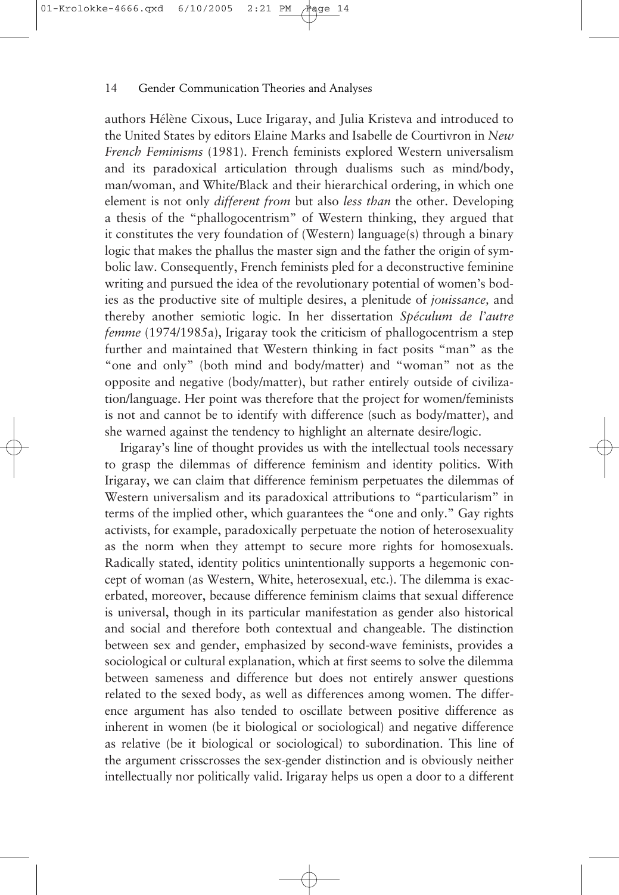authors Hélène Cixous, Luce Irigaray, and Julia Kristeva and introduced to the United States by editors Elaine Marks and Isabelle de Courtivron in *New French Feminisms* (1981). French feminists explored Western universalism and its paradoxical articulation through dualisms such as mind/body, man/woman, and White/Black and their hierarchical ordering, in which one element is not only *different from* but also *less than* the other. Developing a thesis of the "phallogocentrism" of Western thinking, they argued that it constitutes the very foundation of (Western) language(s) through a binary logic that makes the phallus the master sign and the father the origin of symbolic law. Consequently, French feminists pled for a deconstructive feminine writing and pursued the idea of the revolutionary potential of women's bodies as the productive site of multiple desires, a plenitude of *jouissance,* and thereby another semiotic logic. In her dissertation *Spéculum de l'autre femme* (1974/1985a), Irigaray took the criticism of phallogocentrism a step further and maintained that Western thinking in fact posits "man" as the "one and only" (both mind and body/matter) and "woman" not as the opposite and negative (body/matter), but rather entirely outside of civilization/language. Her point was therefore that the project for women/feminists is not and cannot be to identify with difference (such as body/matter), and she warned against the tendency to highlight an alternate desire/logic.

Irigaray's line of thought provides us with the intellectual tools necessary to grasp the dilemmas of difference feminism and identity politics. With Irigaray, we can claim that difference feminism perpetuates the dilemmas of Western universalism and its paradoxical attributions to "particularism" in terms of the implied other, which guarantees the "one and only." Gay rights activists, for example, paradoxically perpetuate the notion of heterosexuality as the norm when they attempt to secure more rights for homosexuals. Radically stated, identity politics unintentionally supports a hegemonic concept of woman (as Western, White, heterosexual, etc.). The dilemma is exacerbated, moreover, because difference feminism claims that sexual difference is universal, though in its particular manifestation as gender also historical and social and therefore both contextual and changeable. The distinction between sex and gender, emphasized by second-wave feminists, provides a sociological or cultural explanation, which at first seems to solve the dilemma between sameness and difference but does not entirely answer questions related to the sexed body, as well as differences among women. The difference argument has also tended to oscillate between positive difference as inherent in women (be it biological or sociological) and negative difference as relative (be it biological or sociological) to subordination. This line of the argument crisscrosses the sex-gender distinction and is obviously neither intellectually nor politically valid. Irigaray helps us open a door to a different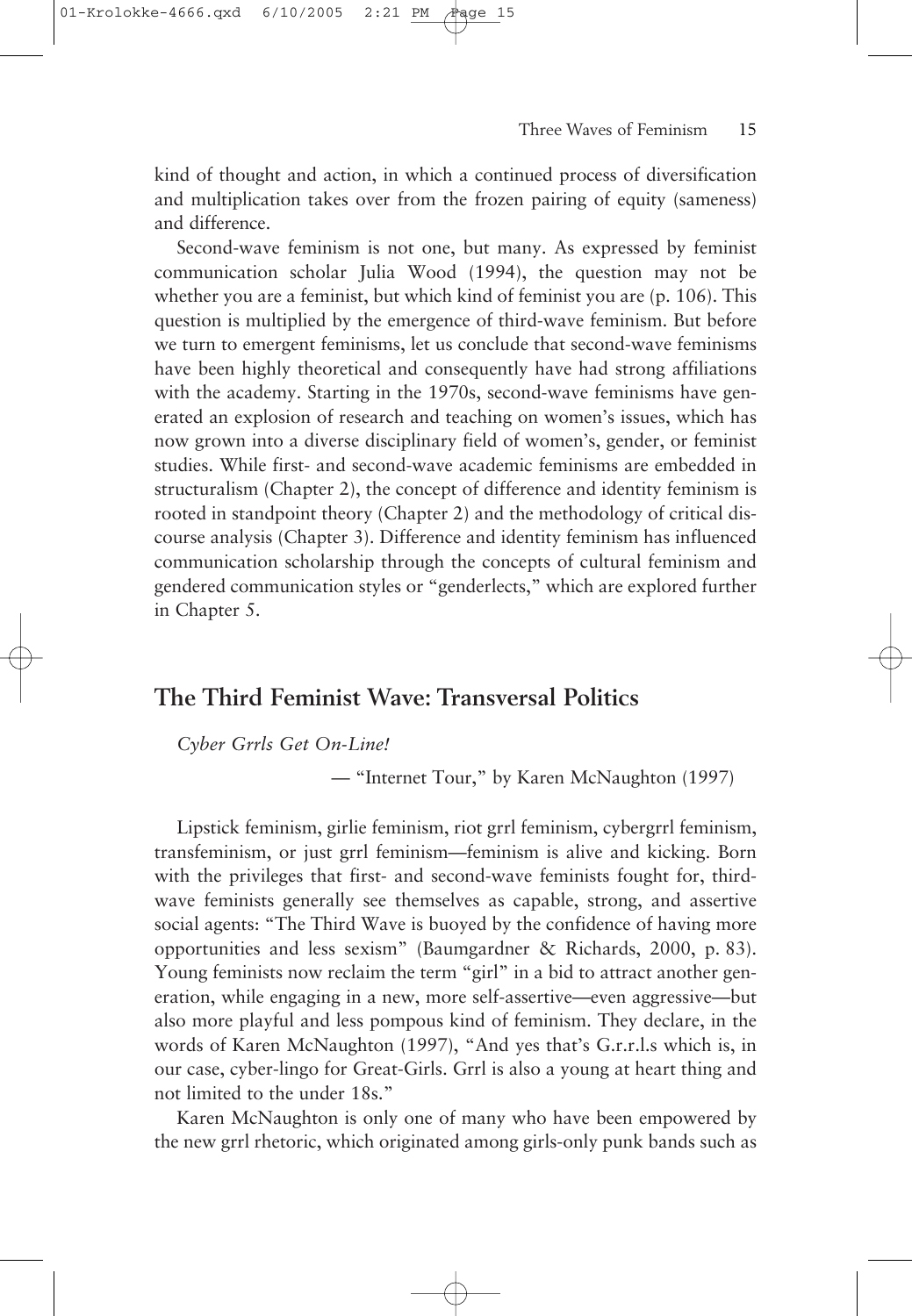kind of thought and action, in which a continued process of diversification and multiplication takes over from the frozen pairing of equity (sameness) and difference.

Second-wave feminism is not one, but many. As expressed by feminist communication scholar Julia Wood (1994), the question may not be whether you are a feminist, but which kind of feminist you are (p. 106). This question is multiplied by the emergence of third-wave feminism. But before we turn to emergent feminisms, let us conclude that second-wave feminisms have been highly theoretical and consequently have had strong affiliations with the academy. Starting in the 1970s, second-wave feminisms have generated an explosion of research and teaching on women's issues, which has now grown into a diverse disciplinary field of women's, gender, or feminist studies. While first- and second-wave academic feminisms are embedded in structuralism (Chapter 2), the concept of difference and identity feminism is rooted in standpoint theory (Chapter 2) and the methodology of critical discourse analysis (Chapter 3). Difference and identity feminism has influenced communication scholarship through the concepts of cultural feminism and gendered communication styles or "genderlects," which are explored further in Chapter 5.

## The Third Feminist Wave: Transversal Politics

*Cyber Grrls Get On-Line!*

— "Internet Tour," by Karen McNaughton (1997)

Lipstick feminism, girlie feminism, riot grrl feminism, cybergrrl feminism, transfeminism, or just grrl feminism—feminism is alive and kicking. Born with the privileges that first- and second-wave feminists fought for, third-wave feminists generally see themselves as capable, strong, and assertive social agents: "The Third Wave is buoyed by the confidence of having more opportunities and less sexism" (Baumgardner & Richards, 2000, p. 83). Young feminists now reclaim the term "girl" in a bid to attract another generation, while engaging in a new, more self-assertive—even aggressive—but also more playful and less pompous kind of feminism. They declare, in the words of Karen McNaughton (1997), "And yes that's G.r.r.l.s which is, in our case, cyber-lingo for Great-Girls. Grrl is also a young at heart thing and not limited to the under 18s."

Karen McNaughton is only one of many who have been empowered by the new grrl rhetoric, which originated among girls-only punk bands such as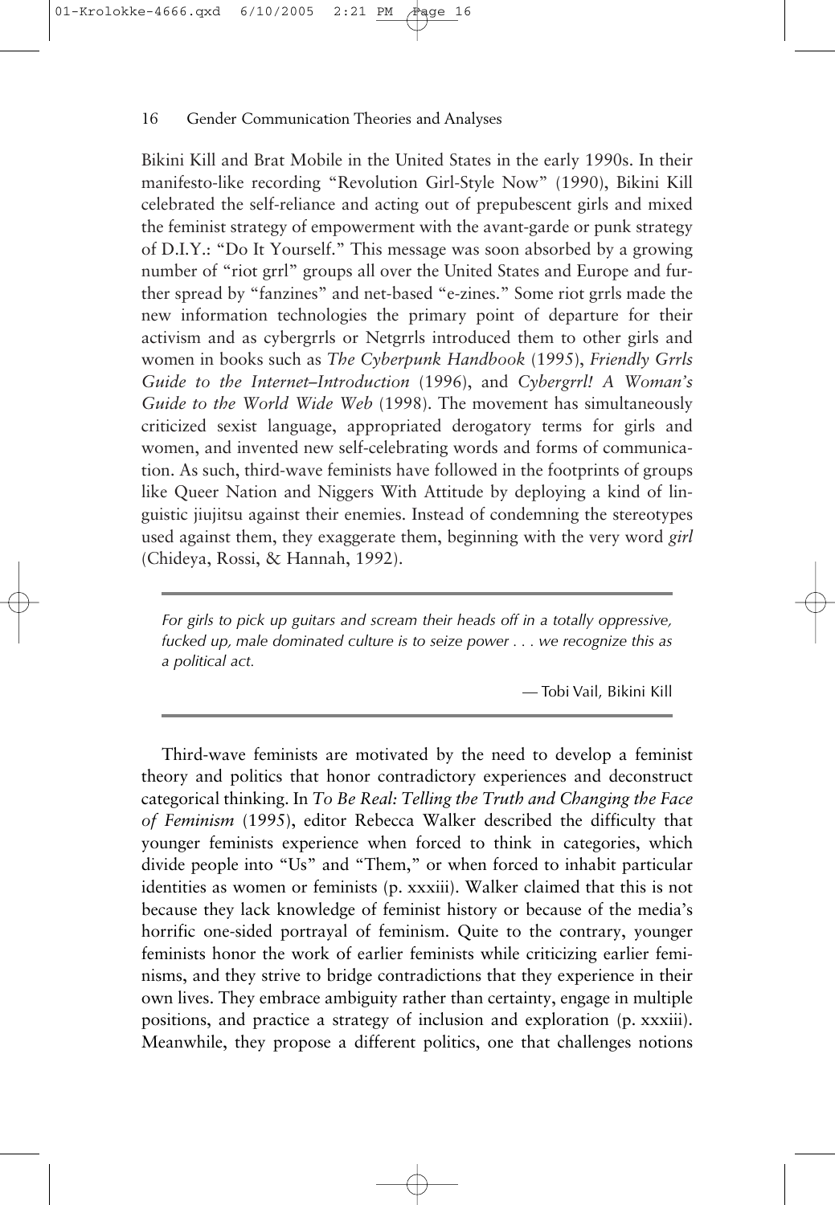Bikini Kill and Brat Mobile in the United States in the early 1990s. In their manifesto-like recording "Revolution Girl-Style Now" (1990), Bikini Kill celebrated the self-reliance and acting out of prepubescent girls and mixed the feminist strategy of empowerment with the avant-garde or punk strategy of D.I.Y.: "Do It Yourself." This message was soon absorbed by a growing number of "riot grrl" groups all over the United States and Europe and further spread by "fanzines" and net-based "e-zines." Some riot grrls made the new information technologies the primary point of departure for their activism and as cybergrrls or Netgrrls introduced them to other girls and women in books such as *The Cyberpunk Handbook* (1995), *Friendly Grrls Guide to the Internet–Introduction* (1996), and *Cybergrrl! A Woman's Guide to the World Wide Web* (1998). The movement has simultaneously criticized sexist language, appropriated derogatory terms for girls and women, and invented new self-celebrating words and forms of communication. As such, third-wave feminists have followed in the footprints of groups like Queer Nation and Niggers With Attitude by deploying a kind of linguistic jiujitsu against their enemies. Instead of condemning the stereotypes used against them, they exaggerate them, beginning with the very word *girl* (Chideya, Rossi, & Hannah, 1992).

---

*For girls to pick up guitars and scream their heads off in a totally oppressive, fucked up, male dominated culture is to seize power . . . we recognize this as a political act.*

— Tobi Vail, Bikini Kill

---

Third-wave feminists are motivated by the need to develop a feminist theory and politics that honor contradictory experiences and deconstruct categorical thinking. In *To Be Real: Telling the Truth and Changing the Face of Feminism* (1995), editor Rebecca Walker described the difficulty that younger feminists experience when forced to think in categories, which divide people into "Us" and "Them," or when forced to inhabit particular identities as women or feminists (p. xxxiii). Walker claimed that this is not because they lack knowledge of feminist history or because of the media's horrific one-sided portrayal of feminism. Quite to the contrary, younger feminists honor the work of earlier feminists while criticizing earlier feminisms, and they strive to bridge contradictions that they experience in their own lives. They embrace ambiguity rather than certainty, engage in multiple positions, and practice a strategy of inclusion and exploration (p. xxxiii). Meanwhile, they propose a different politics, one that challenges notions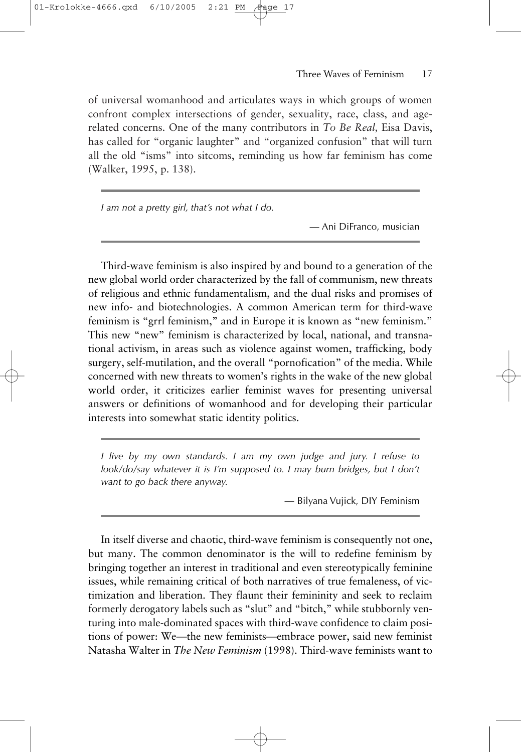of universal womanhood and articulates ways in which groups of women confront complex intersections of gender, sexuality, race, class, and age-related concerns. One of the many contributors in *To Be Real,* Eisa Davis, has called for "organic laughter" and "organized confusion" that will turn all the old "isms" into sitcoms, reminding us how far feminism has come (Walker, 1995, p. 138).

---

*I am not a pretty girl, that's not what I do.*

— Ani DiFranco, musician

---

Third-wave feminism is also inspired by and bound to a generation of the new global world order characterized by the fall of communism, new threats of religious and ethnic fundamentalism, and the dual risks and promises of new info- and biotechnologies. A common American term for third-wave feminism is "grrl feminism," and in Europe it is known as "new feminism." This new "new" feminism is characterized by local, national, and transnational activism, in areas such as violence against women, trafficking, body surgery, self-mutilation, and the overall "pornofication" of the media. While concerned with new threats to women's rights in the wake of the new global world order, it criticizes earlier feminist waves for presenting universal answers or definitions of womanhood and for developing their particular interests into somewhat static identity politics.

---

*I live by my own standards. I am my own judge and jury. I refuse to look/do/say whatever it is I'm supposed to. I may burn bridges, but I don't want to go back there anyway.*

— Bilyana Vujick, DIY Feminism

---

In itself diverse and chaotic, third-wave feminism is consequently not one, but many. The common denominator is the will to redefine feminism by bringing together an interest in traditional and even stereotypically feminine issues, while remaining critical of both narratives of true femaleness, of victimization and liberation. They flaunt their femininity and seek to reclaim formerly derogatory labels such as "slut" and "bitch," while stubbornly venturing into male-dominated spaces with third-wave confidence to claim positions of power: We—the new feminists—embrace power, said new feminist Natasha Walter in *The New Feminism* (1998). Third-wave feminists want to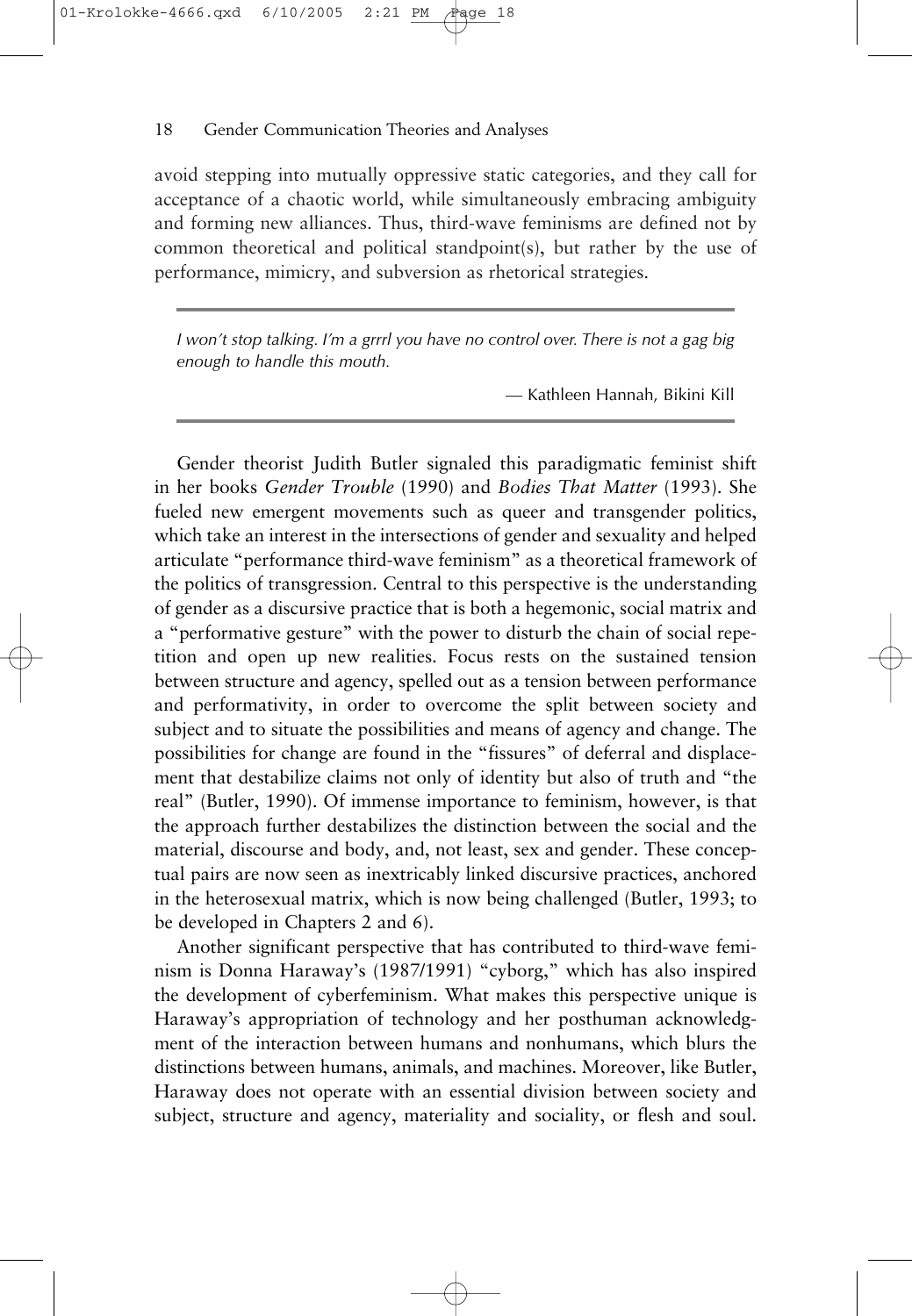avoid stepping into mutually oppressive static categories, and they call for acceptance of a chaotic world, while simultaneously embracing ambiguity and forming new alliances. Thus, third-wave feminisms are defined not by common theoretical and political standpoint(s), but rather by the use of performance, mimicry, and subversion as rhetorical strategies.

> *I won't stop talking. I'm a grrrl you have no control over. There is not a gag big enough to handle this mouth.*
>
> — Kathleen Hannah, Bikini Kill

Gender theorist Judith Butler signaled this paradigmatic feminist shift in her books *Gender Trouble* (1990) and *Bodies That Matter* (1993). She fueled new emergent movements such as queer and transgender politics, which take an interest in the intersections of gender and sexuality and helped articulate "performance third-wave feminism" as a theoretical framework of the politics of transgression. Central to this perspective is the understanding of gender as a discursive practice that is both a hegemonic, social matrix and a "performative gesture" with the power to disturb the chain of social repetition and open up new realities. Focus rests on the sustained tension between structure and agency, spelled out as a tension between performance and performativity, in order to overcome the split between society and subject and to situate the possibilities and means of agency and change. The possibilities for change are found in the "fissures" of deferral and displacement that destabilize claims not only of identity but also of truth and "the real" (Butler, 1990). Of immense importance to feminism, however, is that the approach further destabilizes the distinction between the social and the material, discourse and body, and, not least, sex and gender. These conceptual pairs are now seen as inextricably linked discursive practices, anchored in the heterosexual matrix, which is now being challenged (Butler, 1993; to be developed in Chapters 2 and 6).

Another significant perspective that has contributed to third-wave feminism is Donna Haraway's (1987/1991) "cyborg," which has also inspired the development of cyberfeminism. What makes this perspective unique is Haraway's appropriation of technology and her posthuman acknowledgment of the interaction between humans and nonhumans, which blurs the distinctions between humans, animals, and machines. Moreover, like Butler, Haraway does not operate with an essential division between society and subject, structure and agency, materiality and sociality, or flesh and soul.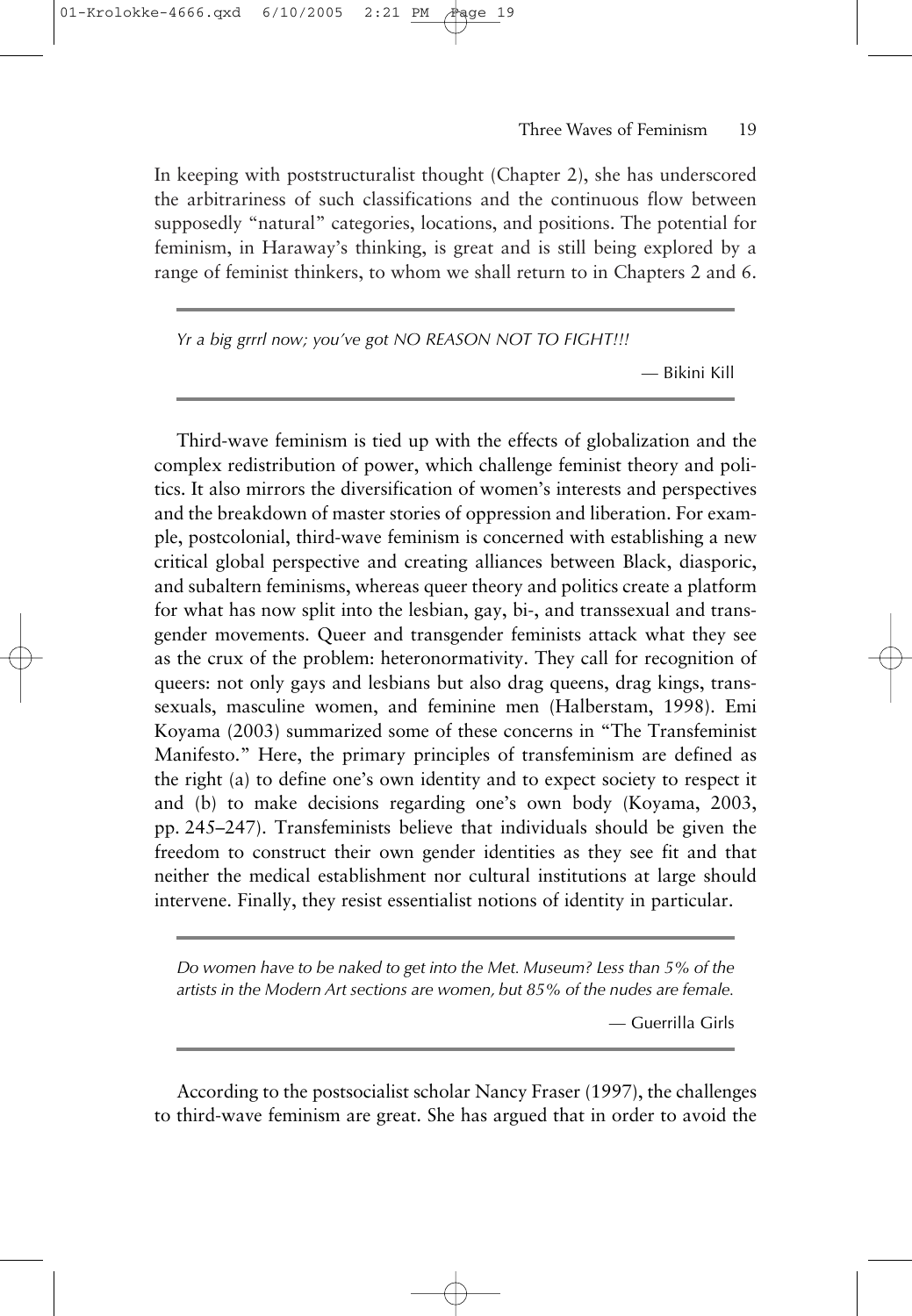In keeping with poststructuralist thought (Chapter 2), she has underscored the arbitrariness of such classifications and the continuous flow between supposedly "natural" categories, locations, and positions. The potential for feminism, in Haraway's thinking, is great and is still being explored by a range of feminist thinkers, to whom we shall return to in Chapters 2 and 6.

---

*Yr a big grrrl now; you've got NO REASON NOT TO FIGHT!!!*

— Bikini Kill

---

Third-wave feminism is tied up with the effects of globalization and the complex redistribution of power, which challenge feminist theory and politics. It also mirrors the diversification of women's interests and perspectives and the breakdown of master stories of oppression and liberation. For example, postcolonial, third-wave feminism is concerned with establishing a new critical global perspective and creating alliances between Black, diasporic, and subaltern feminisms, whereas queer theory and politics create a platform for what has now split into the lesbian, gay, bi-, and transsexual and transgender movements. Queer and transgender feminists attack what they see as the crux of the problem: heteronormativity. They call for recognition of queers: not only gays and lesbians but also drag queens, drag kings, transsexuals, masculine women, and feminine men (Halberstam, 1998). Emi Koyama (2003) summarized some of these concerns in "The Transfeminist Manifesto." Here, the primary principles of transfeminism are defined as the right (a) to define one's own identity and to expect society to respect it and (b) to make decisions regarding one's own body (Koyama, 2003, pp. 245–247). Transfeminists believe that individuals should be given the freedom to construct their own gender identities as they see fit and that neither the medical establishment nor cultural institutions at large should intervene. Finally, they resist essentialist notions of identity in particular.

---

*Do women have to be naked to get into the Met. Museum? Less than 5% of the artists in the Modern Art sections are women, but 85% of the nudes are female.*

— Guerrilla Girls

---

According to the postsocialist scholar Nancy Fraser (1997), the challenges to third-wave feminism are great. She has argued that in order to avoid the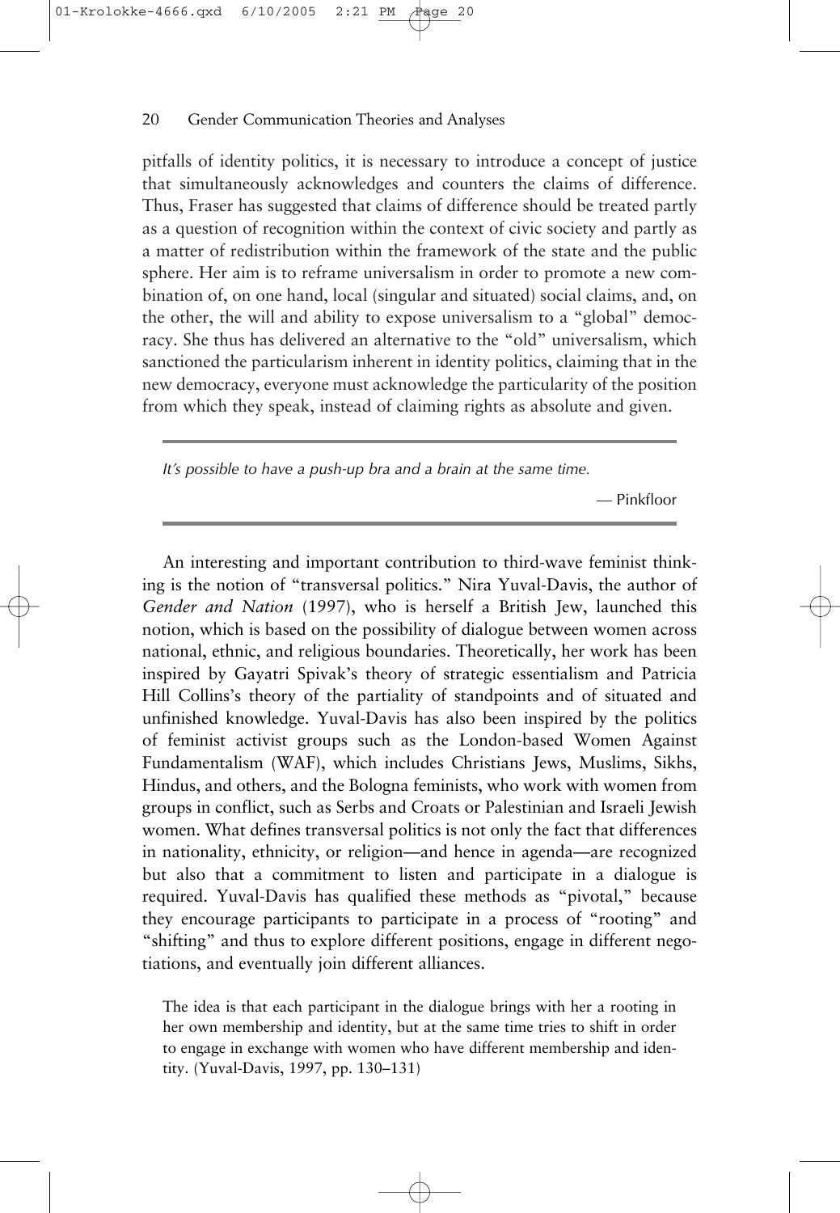pitfalls of identity politics, it is necessary to introduce a concept of justice that simultaneously acknowledges and counters the claims of difference. Thus, Fraser has suggested that claims of difference should be treated partly as a question of recognition within the context of civic society and partly as a matter of redistribution within the framework of the state and the public sphere. Her aim is to reframe universalism in order to promote a new combination of, on one hand, local (singular and situated) social claims, and, on the other, the will and ability to expose universalism to a "global" democracy. She thus has delivered an alternative to the "old" universalism, which sanctioned the particularism inherent in identity politics, claiming that in the new democracy, everyone must acknowledge the particularity of the position from which they speak, instead of claiming rights as absolute and given.

---

*It's possible to have a push-up bra and a brain at the same time.*

— Pinkfloor

---

An interesting and important contribution to third-wave feminist thinking is the notion of "transversal politics." Nira Yuval-Davis, the author of *Gender and Nation* (1997), who is herself a British Jew, launched this notion, which is based on the possibility of dialogue between women across national, ethnic, and religious boundaries. Theoretically, her work has been inspired by Gayatri Spivak's theory of strategic essentialism and Patricia Hill Collins's theory of the partiality of standpoints and of situated and unfinished knowledge. Yuval-Davis has also been inspired by the politics of feminist activist groups such as the London-based Women Against Fundamentalism (WAF), which includes Christians Jews, Muslims, Sikhs, Hindus, and others, and the Bologna feminists, who work with women from groups in conflict, such as Serbs and Croats or Palestinian and Israeli Jewish women. What defines transversal politics is not only the fact that differences in nationality, ethnicity, or religion—and hence in agenda—are recognized but also that a commitment to listen and participate in a dialogue is required. Yuval-Davis has qualified these methods as "pivotal," because they encourage participants to participate in a process of "rooting" and "shifting" and thus to explore different positions, engage in different negotiations, and eventually join different alliances.

> The idea is that each participant in the dialogue brings with her a rooting in her own membership and identity, but at the same time tries to shift in order to engage in exchange with women who have different membership and identity. (Yuval-Davis, 1997, pp. 130–131)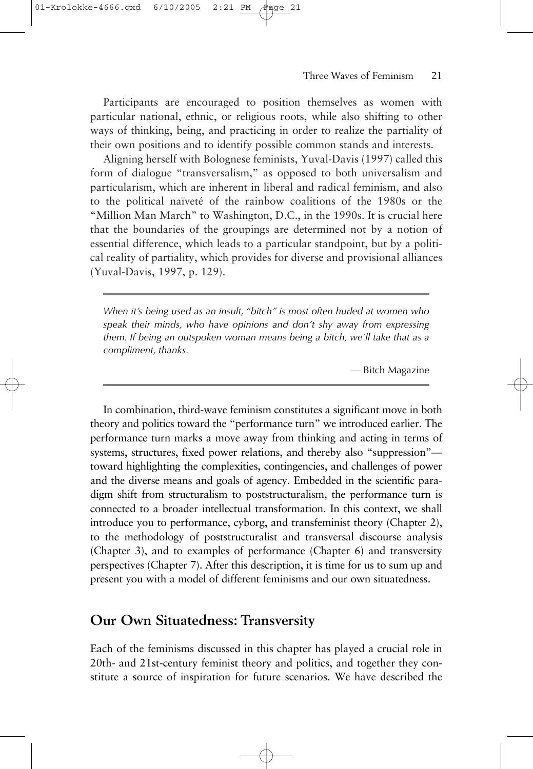Participants are encouraged to position themselves as women with particular national, ethnic, or religious roots, while also shifting to other ways of thinking, being, and practicing in order to realize the partiality of their own positions and to identify possible common stands and interests.

Aligning herself with Bolognese feminists, Yuval-Davis (1997) called this form of dialogue "transversalism," as opposed to both universalism and particularism, which are inherent in liberal and radical feminism, and also to the political naïveté of the rainbow coalitions of the 1980s or the "Million Man March" to Washington, D.C., in the 1990s. It is crucial here that the boundaries of the groupings are determined not by a notion of essential difference, which leads to a particular standpoint, but by a political reality of partiality, which provides for diverse and provisional alliances (Yuval-Davis, 1997, p. 129).

> *When it's being used as an insult, "bitch" is most often hurled at women who speak their minds, who have opinions and don't shy away from expressing them. If being an outspoken woman means being a bitch, we'll take that as a compliment, thanks.*
>
> — Bitch Magazine

In combination, third-wave feminism constitutes a significant move in both theory and politics toward the "performance turn" we introduced earlier. The performance turn marks a move away from thinking and acting in terms of systems, structures, fixed power relations, and thereby also "suppression"—toward highlighting the complexities, contingencies, and challenges of power and the diverse means and goals of agency. Embedded in the scientific paradigm shift from structuralism to poststructuralism, the performance turn is connected to a broader intellectual transformation. In this context, we shall introduce you to performance, cyborg, and transfeminist theory (Chapter 2), to the methodology of poststructuralist and transversal discourse analysis (Chapter 3), and to examples of performance (Chapter 6) and transversity perspectives (Chapter 7). After this description, it is time for us to sum up and present you with a model of different feminisms and our own situatedness.

## Our Own Situatedness: Transversity

Each of the feminisms discussed in this chapter has played a crucial role in 20th- and 21st-century feminist theory and politics, and together they constitute a source of inspiration for future scenarios. We have described the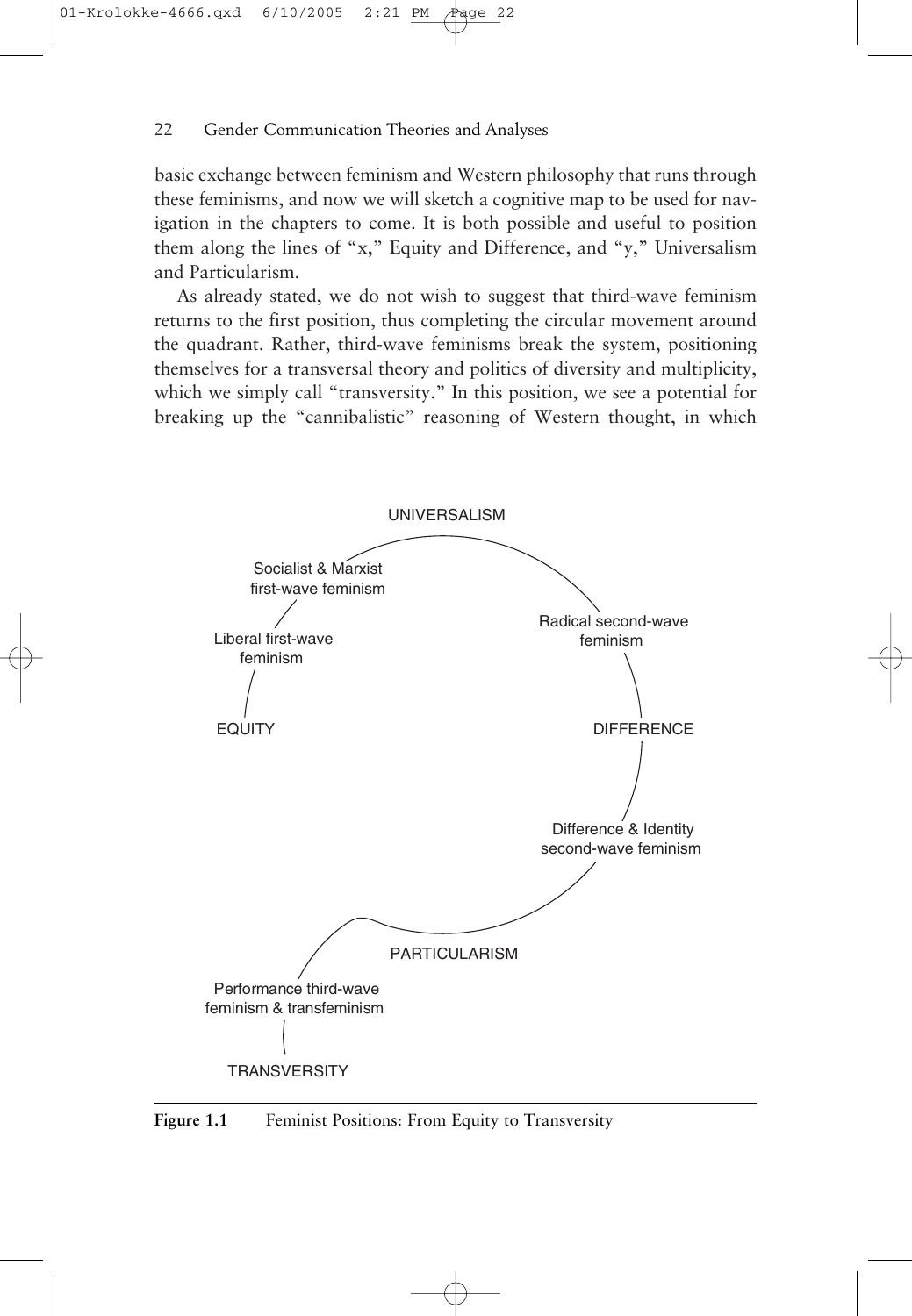basic exchange between feminism and Western philosophy that runs through these feminisms, and now we will sketch a cognitive map to be used for navigation in the chapters to come. It is both possible and useful to position them along the lines of "x," Equity and Difference, and "y," Universalism and Particularism.

As already stated, we do not wish to suggest that third-wave feminism returns to the first position, thus completing the circular movement around the quadrant. Rather, third-wave feminisms break the system, positioning themselves for a transversal theory and politics of diversity and multiplicity, which we simply call "transversity." In this position, we see a potential for breaking up the "cannibalistic" reasoning of Western thought, in which

**Figure 1.1** Feminist Positions: From Equity to Transversity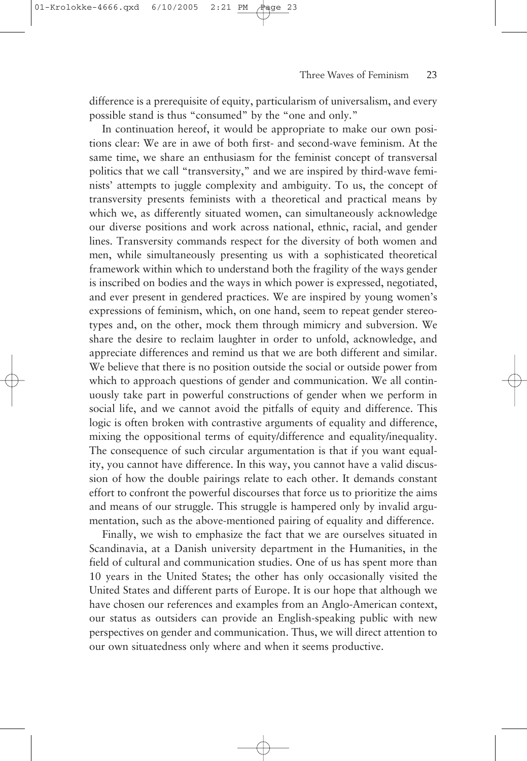difference is a prerequisite of equity, particularism of universalism, and every possible stand is thus "consumed" by the "one and only."

In continuation hereof, it would be appropriate to make our own positions clear: We are in awe of both first- and second-wave feminism. At the same time, we share an enthusiasm for the feminist concept of transversal politics that we call "transversity," and we are inspired by third-wave feminists' attempts to juggle complexity and ambiguity. To us, the concept of transversity presents feminists with a theoretical and practical means by which we, as differently situated women, can simultaneously acknowledge our diverse positions and work across national, ethnic, racial, and gender lines. Transversity commands respect for the diversity of both women and men, while simultaneously presenting us with a sophisticated theoretical framework within which to understand both the fragility of the ways gender is inscribed on bodies and the ways in which power is expressed, negotiated, and ever present in gendered practices. We are inspired by young women's expressions of feminism, which, on one hand, seem to repeat gender stereotypes and, on the other, mock them through mimicry and subversion. We share the desire to reclaim laughter in order to unfold, acknowledge, and appreciate differences and remind us that we are both different and similar. We believe that there is no position outside the social or outside power from which to approach questions of gender and communication. We all continuously take part in powerful constructions of gender when we perform in social life, and we cannot avoid the pitfalls of equity and difference. This logic is often broken with contrastive arguments of equality and difference, mixing the oppositional terms of equity/difference and equality/inequality. The consequence of such circular argumentation is that if you want equality, you cannot have difference. In this way, you cannot have a valid discussion of how the double pairings relate to each other. It demands constant effort to confront the powerful discourses that force us to prioritize the aims and means of our struggle. This struggle is hampered only by invalid argumentation, such as the above-mentioned pairing of equality and difference.

Finally, we wish to emphasize the fact that we are ourselves situated in Scandinavia, at a Danish university department in the Humanities, in the field of cultural and communication studies. One of us has spent more than 10 years in the United States; the other has only occasionally visited the United States and different parts of Europe. It is our hope that although we have chosen our references and examples from an Anglo-American context, our status as outsiders can provide an English-speaking public with new perspectives on gender and communication. Thus, we will direct attention to our own situatedness only where and when it seems productive.